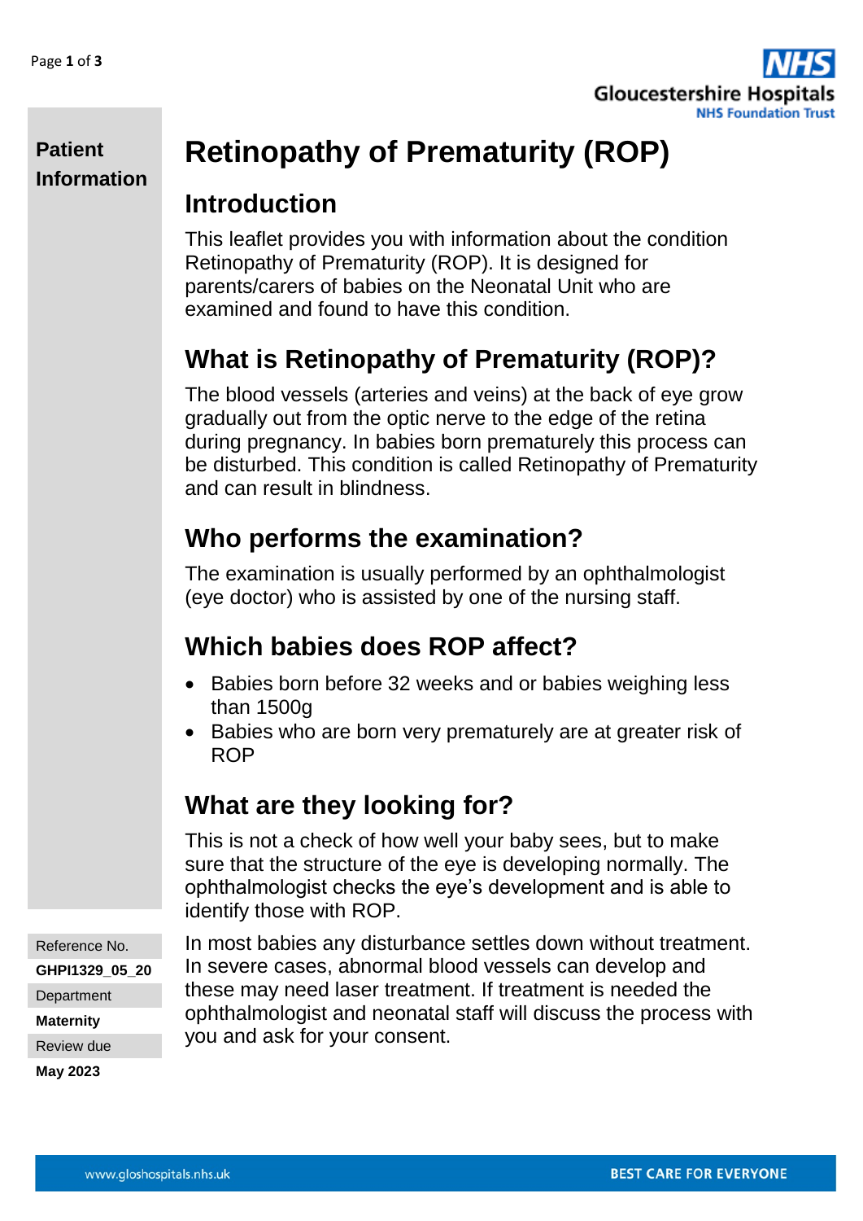Patient Information

# Retinopathy of Prematurity (ROP)

## Introduction

This leaflet provides you with information about the condition Retinopathy of Prematurity (ROP). It is designed for parents/carers of babies on the Neonatal Unit who are examined and found to have this condition.

## What is Retinopathy of Prematurity (ROP)?

The blood vessels (arteries and veins) at the back of eye grow gradually out from the optic nerve to the edge of the retina during pregnancy. In babies born prematurely this process can be disturbed. This condition is called Retinopathy of Prematurity and can result in blindness.

## Who performs the examination?

The examination is usually performed by an ophthalmologist (eye doctor) who is assisted by one of the nursing staff.

## Which babies does ROP affect?

- Babies born before 32 weeks and or babies weighing less than 1500g
- Babies who are born very prematurely are at greater risk of ROP

## What are they looking for?

This is not a check of how well your baby sees, but to make sure that the structure of the eye is developing normally. The ophthalmologist checks the eye's development and is able to identify those with ROP.

In most babies any disturbance settles down without treatment. In severe cases, abnormal blood vessels can develop and these may need laser treatment. If treatment is needed the ophthalmologist and neonatal staff will discuss the process with you and ask for your consent.

Reference No.
**GHPI1329_05_20**
Department
**Maternity**
Review due
**May 2023**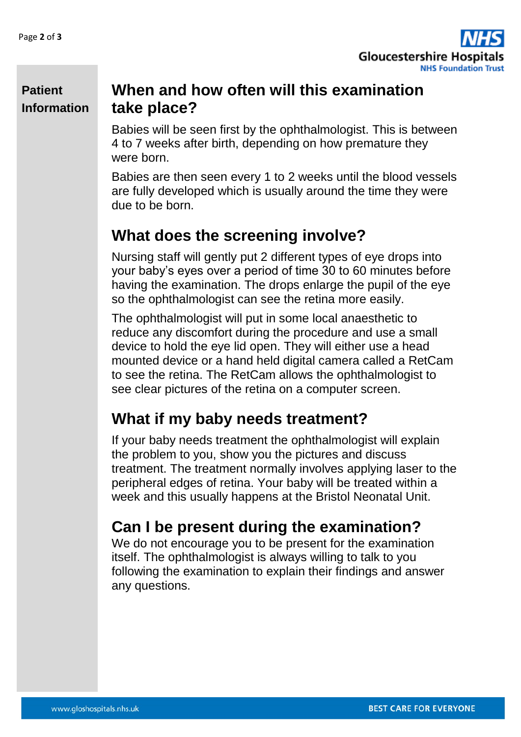## When and how often will this examination take place?

Babies will be seen first by the ophthalmologist. This is between 4 to 7 weeks after birth, depending on how premature they were born.

Babies are then seen every 1 to 2 weeks until the blood vessels are fully developed which is usually around the time they were due to be born.

## What does the screening involve?

Nursing staff will gently put 2 different types of eye drops into your baby's eyes over a period of time 30 to 60 minutes before having the examination. The drops enlarge the pupil of the eye so the ophthalmologist can see the retina more easily.

The ophthalmologist will put in some local anaesthetic to reduce any discomfort during the procedure and use a small device to hold the eye lid open. They will either use a head mounted device or a hand held digital camera called a RetCam to see the retina. The RetCam allows the ophthalmologist to see clear pictures of the retina on a computer screen.

## What if my baby needs treatment?

If your baby needs treatment the ophthalmologist will explain the problem to you, show you the pictures and discuss treatment. The treatment normally involves applying laser to the peripheral edges of retina. Your baby will be treated within a week and this usually happens at the Bristol Neonatal Unit.

## Can I be present during the examination?

We do not encourage you to be present for the examination itself. The ophthalmologist is always willing to talk to you following the examination to explain their findings and answer any questions.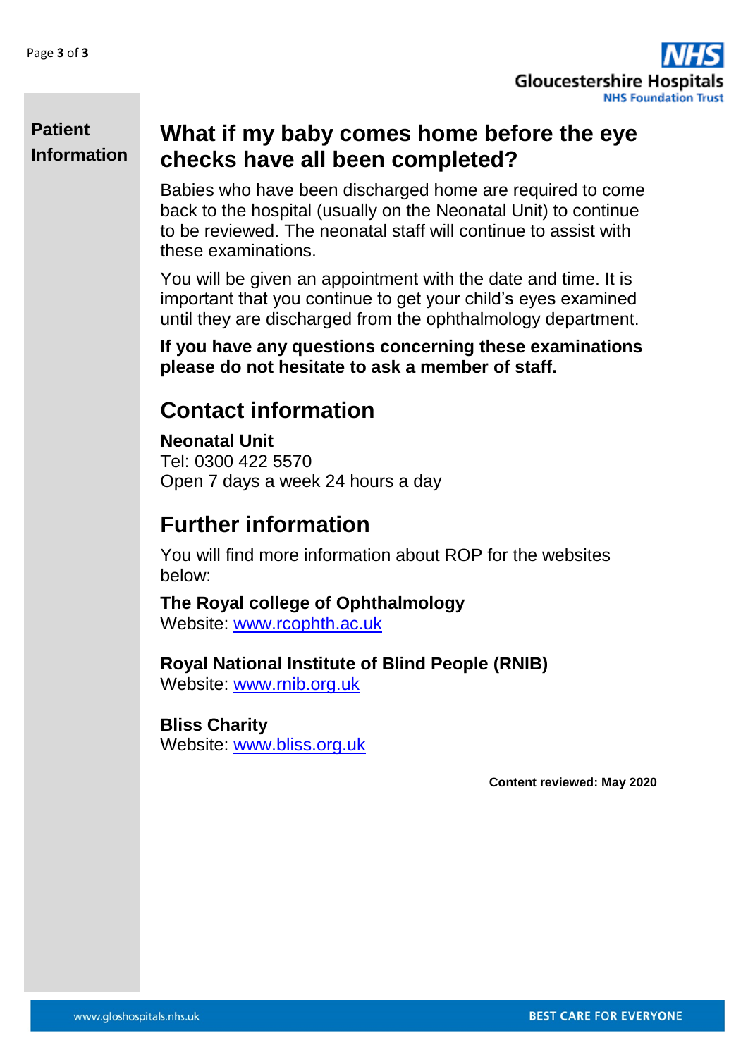**Patient Information**

## What if my baby comes home before the eye checks have all been completed?

Babies who have been discharged home are required to come back to the hospital (usually on the Neonatal Unit) to continue to be reviewed. The neonatal staff will continue to assist with these examinations.

You will be given an appointment with the date and time. It is important that you continue to get your child's eyes examined until they are discharged from the ophthalmology department.

**If you have any questions concerning these examinations please do not hesitate to ask a member of staff.**

## Contact information

**Neonatal Unit**
Tel: 0300 422 5570
Open 7 days a week 24 hours a day

## Further information

You will find more information about ROP for the websites below:

**The Royal college of Ophthalmology**
Website: www.rcophth.ac.uk

**Royal National Institute of Blind People (RNIB)**
Website: www.rnib.org.uk

**Bliss Charity**
Website: www.bliss.org.uk

**Content reviewed: May 2020**